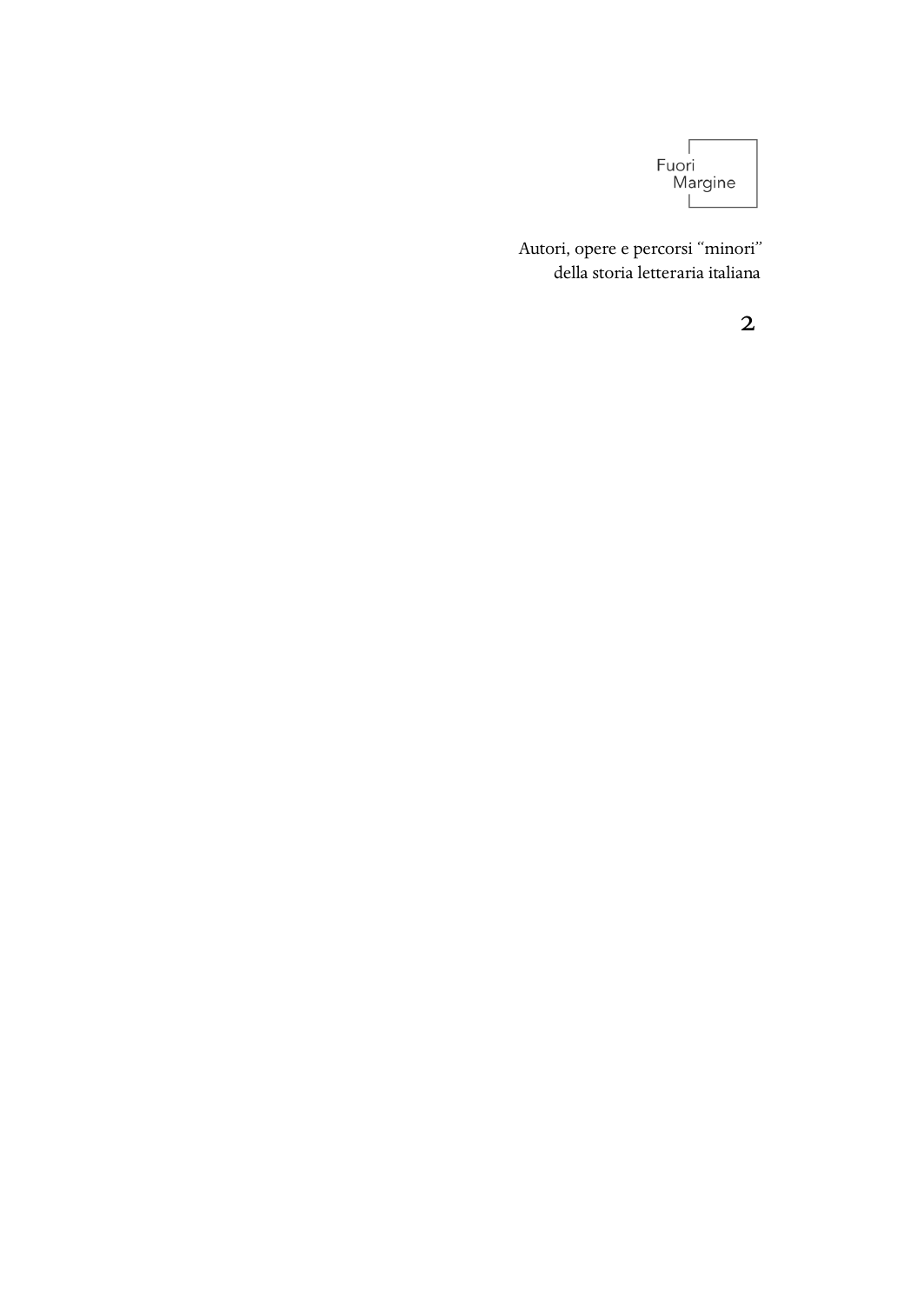Fuori
Margine

Autori, opere e percorsi "minori"
della storia letteraria italiana

2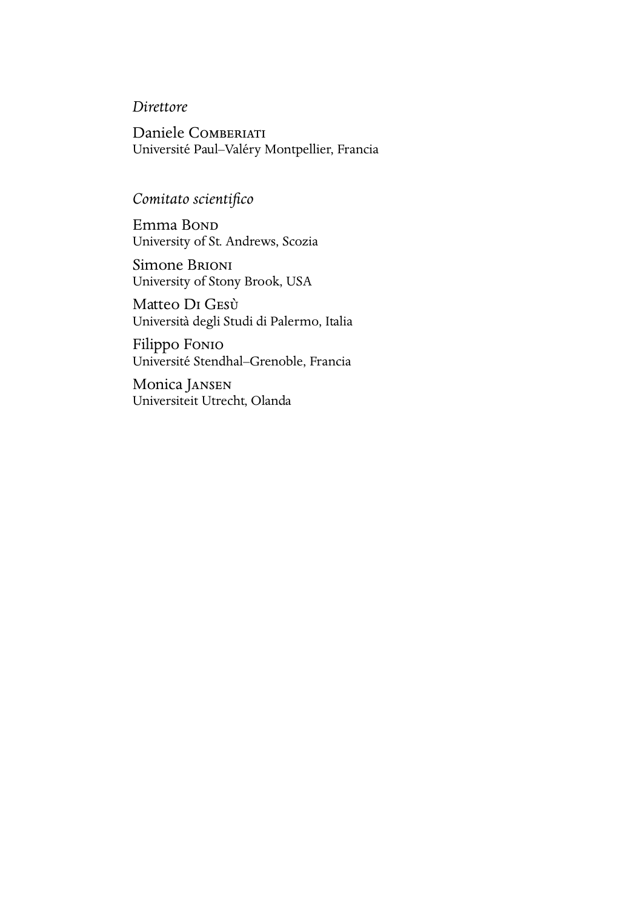*Direttore*

Daniele COMBERIATI
Université Paul–Valéry Montpellier, Francia

*Comitato scientifico*

Emma BOND
University of St. Andrews, Scozia

Simone BRIONI
University of Stony Brook, USA

Matteo DI GESÙ
Università degli Studi di Palermo, Italia

Filippo FONIO
Université Stendhal–Grenoble, Francia

Monica JANSEN
Universiteit Utrecht, Olanda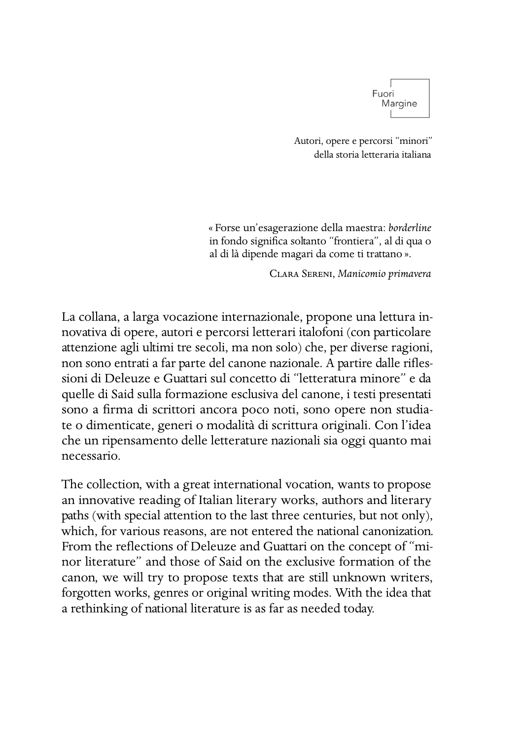Fuori Margine

Autori, opere e percorsi "minori"  
della storia letteraria italiana

> « Forse un'esagerazione della maestra: *borderline* in fondo significa soltanto "frontiera", al di qua o al di là dipende magari da come ti trattano ».
>
> Clara Sereni, *Manicomio primavera*

La collana, a larga vocazione internazionale, propone una lettura innovativa di opere, autori e percorsi letterari italofoni (con particolare attenzione agli ultimi tre secoli, ma non solo) che, per diverse ragioni, non sono entrati a far parte del canone nazionale. A partire dalle riflessioni di Deleuze e Guattari sul concetto di "letteratura minore" e da quelle di Said sulla formazione esclusiva del canone, i testi presentati sono a firma di scrittori ancora poco noti, sono opere non studiate o dimenticate, generi o modalità di scrittura originali. Con l'idea che un ripensamento delle letterature nazionali sia oggi quanto mai necessario.

The collection, with a great international vocation, wants to propose an innovative reading of Italian literary works, authors and literary paths (with special attention to the last three centuries, but not only), which, for various reasons, are not entered the national canonization. From the reflections of Deleuze and Guattari on the concept of "minor literature" and those of Said on the exclusive formation of the canon, we will try to propose texts that are still unknown writers, forgotten works, genres or original writing modes. With the idea that a rethinking of national literature is as far as needed today.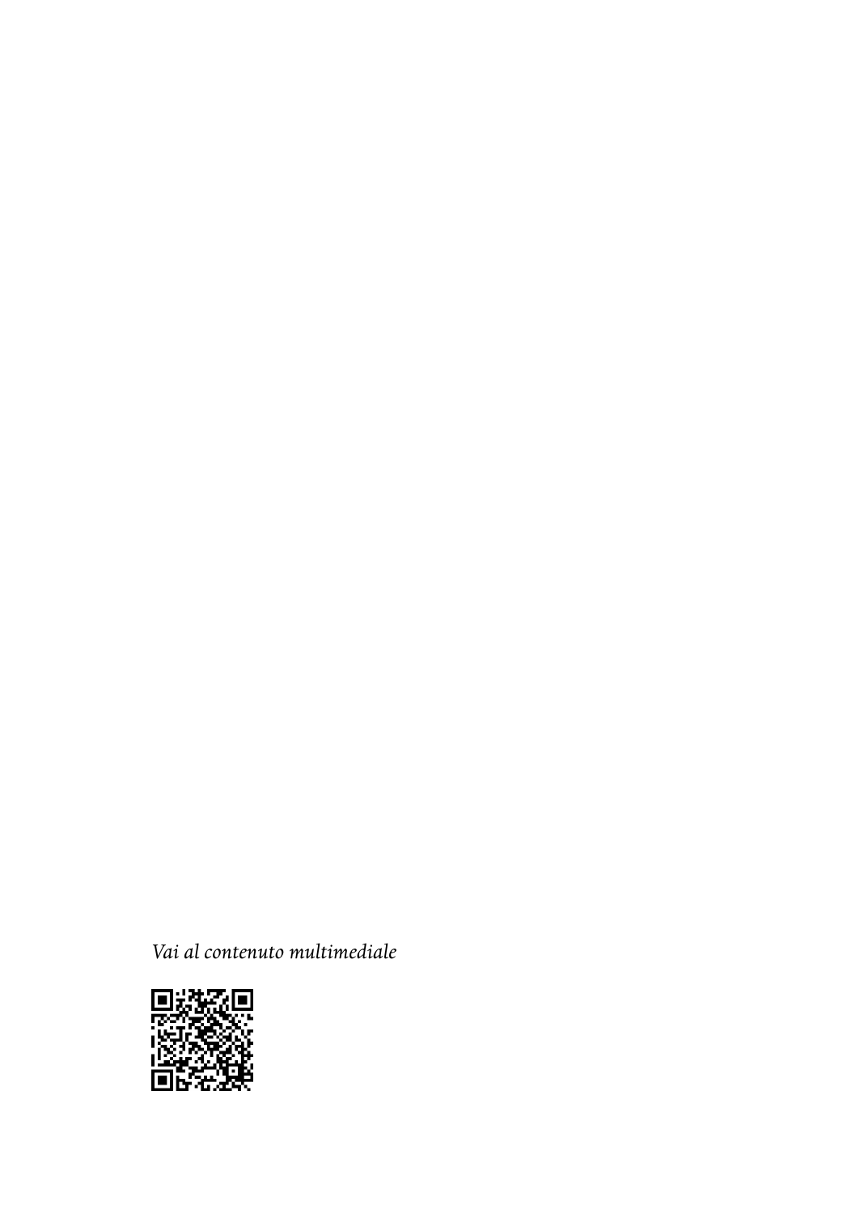*Vai al contenuto multimediale*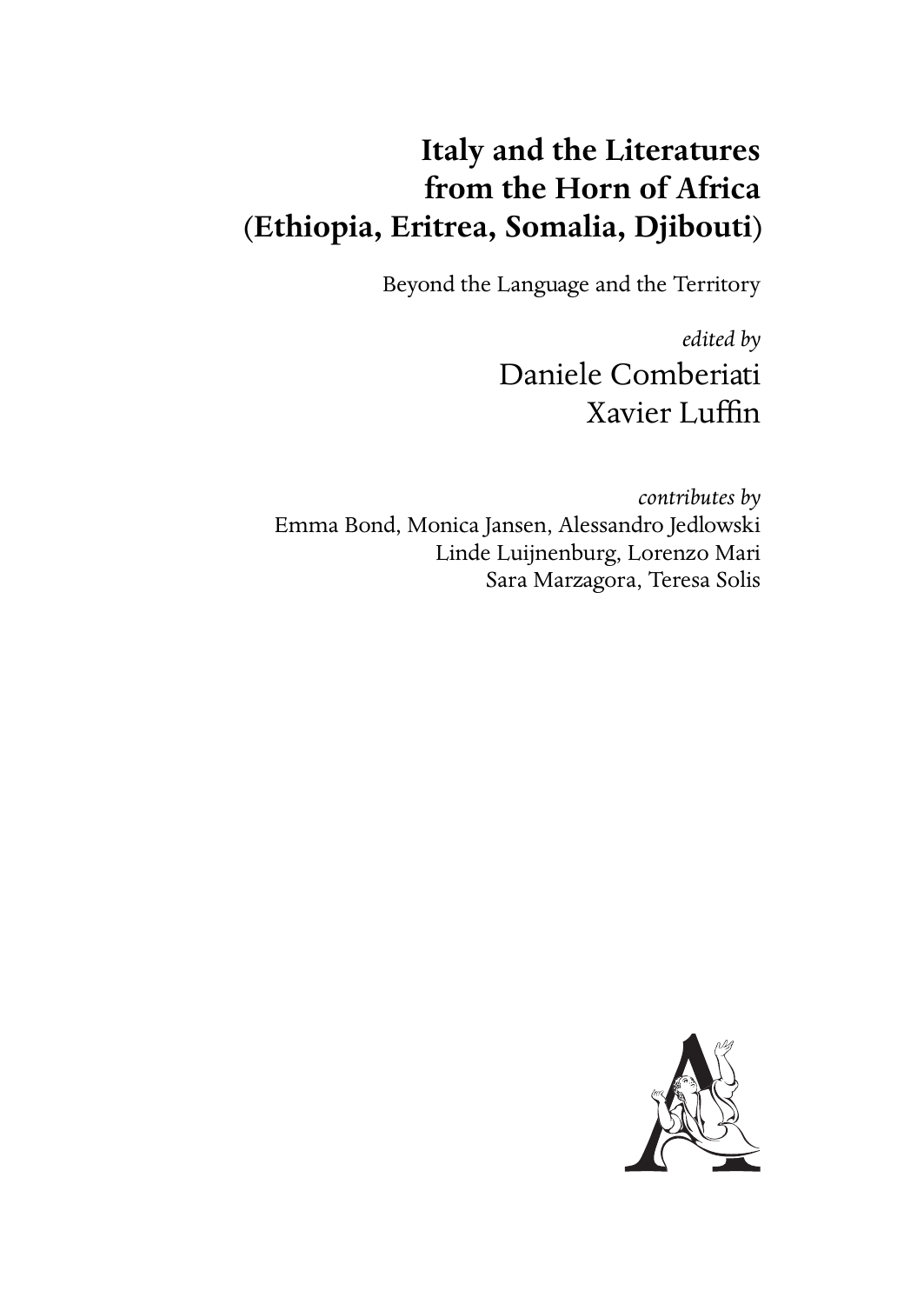# Italy and the Literatures from the Horn of Africa (Ethiopia, Eritrea, Somalia, Djibouti)

Beyond the Language and the Territory

*edited by*

Daniele Comberiati

Xavier Luffin

*contributes by*

Emma Bond, Monica Jansen, Alessandro Jedlowski

Linde Luijnenburg, Lorenzo Mari

Sara Marzagora, Teresa Solis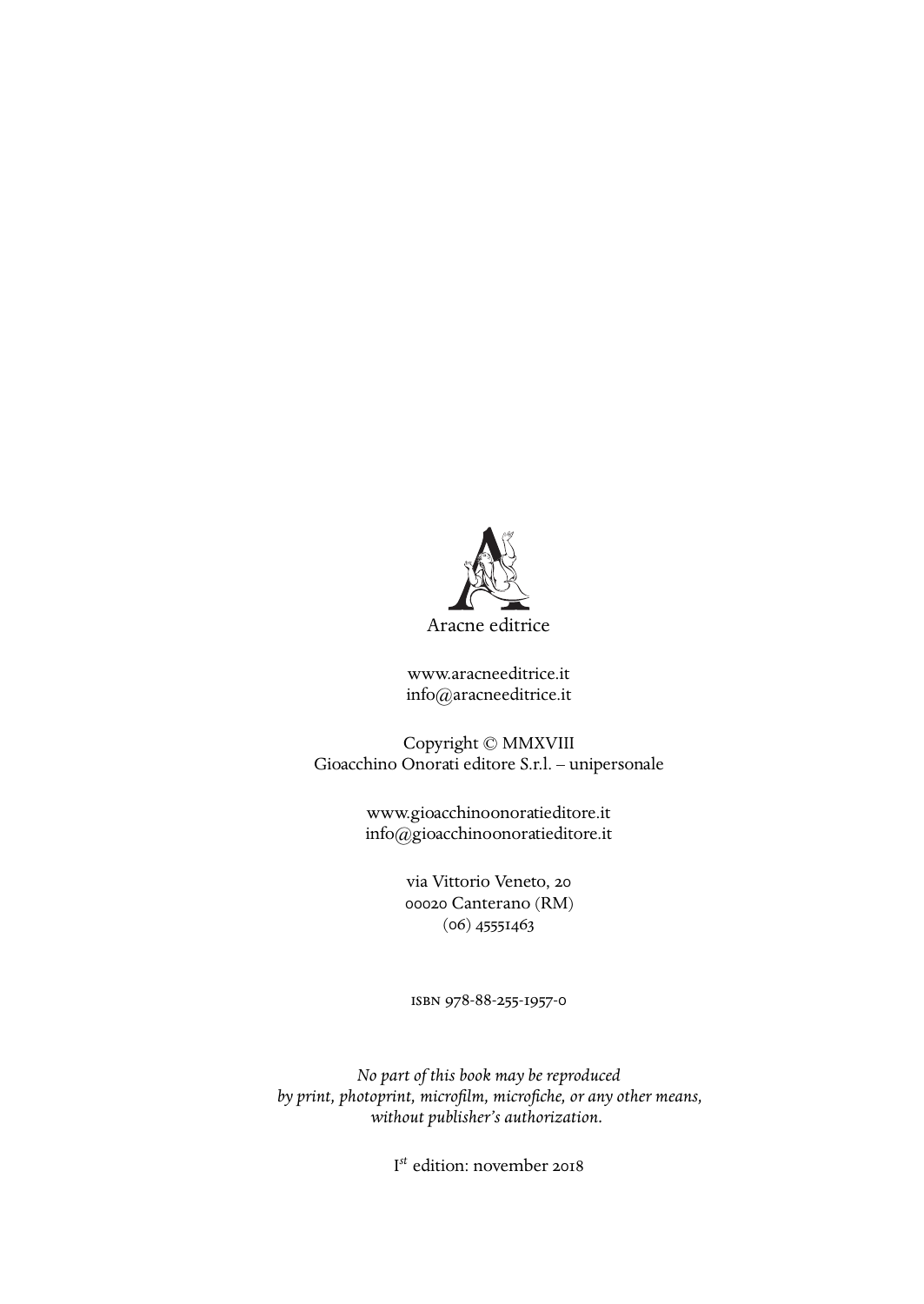Aracne editrice

www.aracneeditrice.it
info@aracneeditrice.it

Copyright © MMXVIII
Gioacchino Onorati editore S.r.l. – unipersonale

www.gioacchinoonoratieditore.it
info@gioacchinoonoratieditore.it

via Vittorio Veneto, 20
00020 Canterano (RM)
(06) 45551463

isbn 978-88-255-1957-0

*No part of this book may be reproduced*
*by print, photoprint, microfilm, microfiche, or any other means,*
*without publisher's authorization.*

I*st* edition: november 2018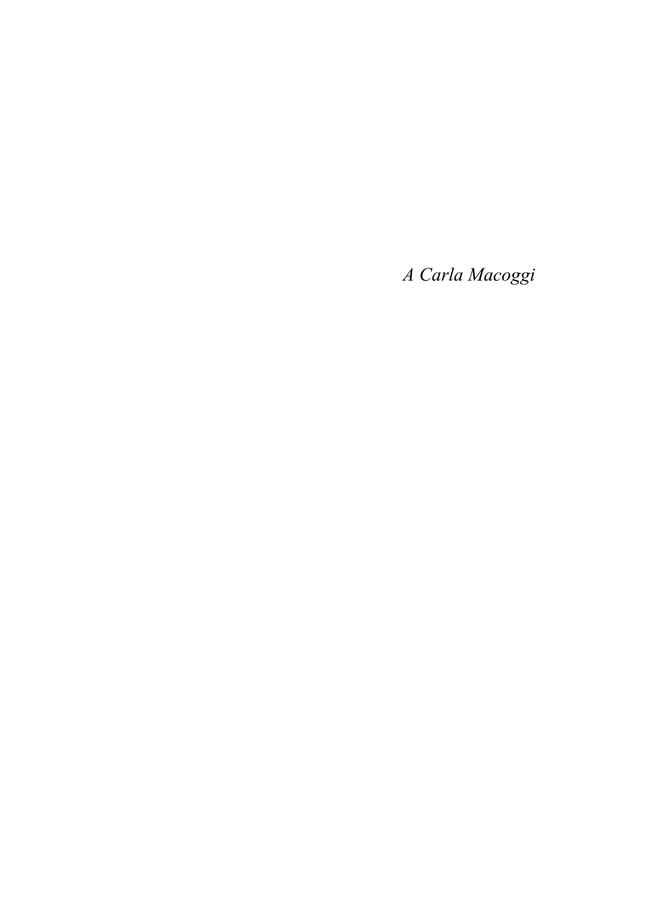*A Carla Macoggi*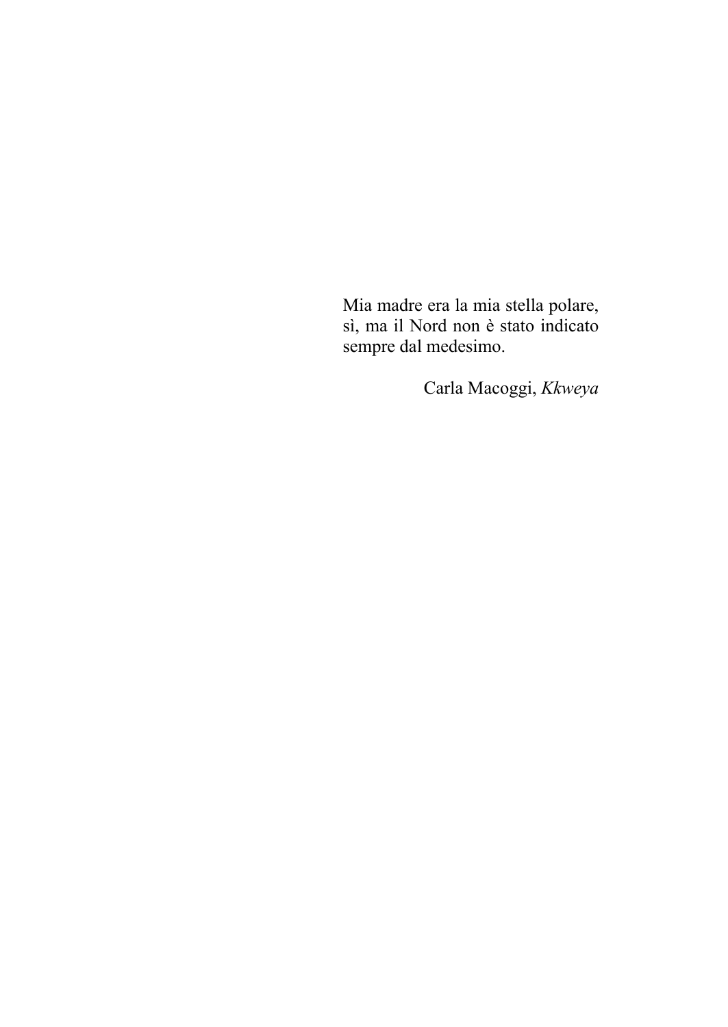Mia madre era la mia stella polare, sì, ma il Nord non è stato indicato sempre dal medesimo.

Carla Macoggi, *Kkweya*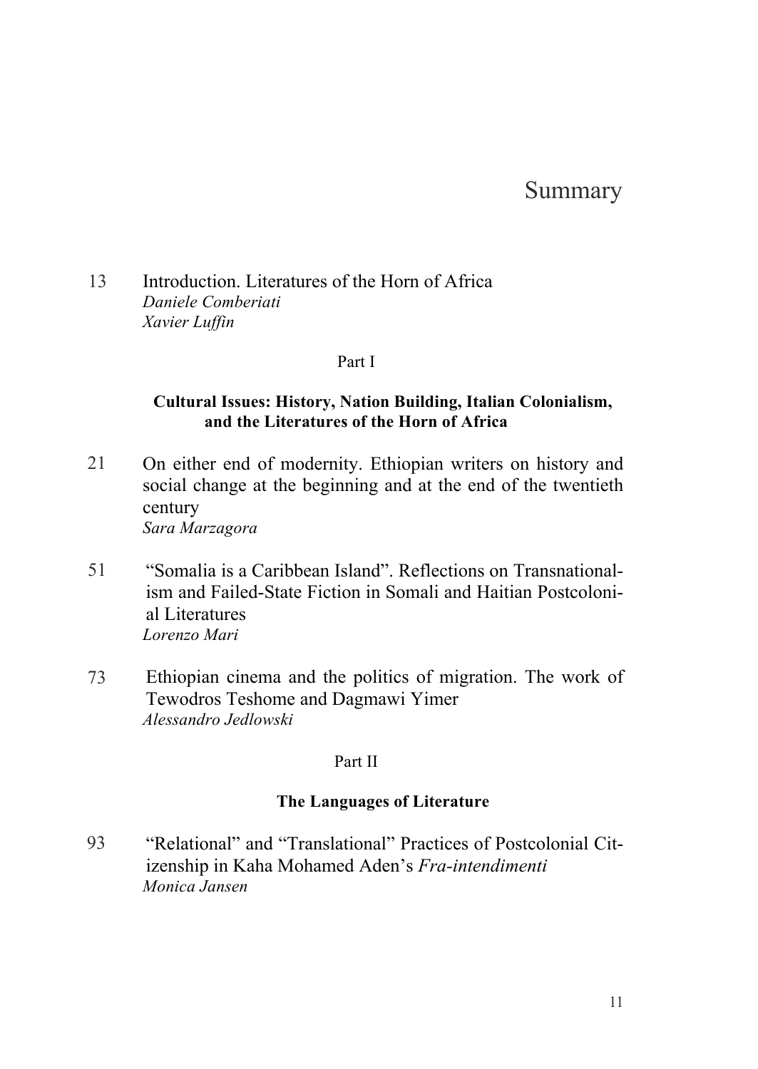# Summary

13 Introduction. Literatures of the Horn of Africa
*Daniele Comberiati*
*Xavier Luffin*

Part I

**Cultural Issues: History, Nation Building, Italian Colonialism, and the Literatures of the Horn of Africa**

21 On either end of modernity. Ethiopian writers on history and social change at the beginning and at the end of the twentieth century
*Sara Marzagora*

51 "Somalia is a Caribbean Island". Reflections on Transnationalism and Failed-State Fiction in Somali and Haitian Postcolonial Literatures
*Lorenzo Mari*

73 Ethiopian cinema and the politics of migration. The work of Tewodros Teshome and Dagmawi Yimer
*Alessandro Jedlowski*

Part II

**The Languages of Literature**

93 "Relational" and "Translational" Practices of Postcolonial Citizenship in Kaha Mohamed Aden's *Fra-intendimenti*
*Monica Jansen*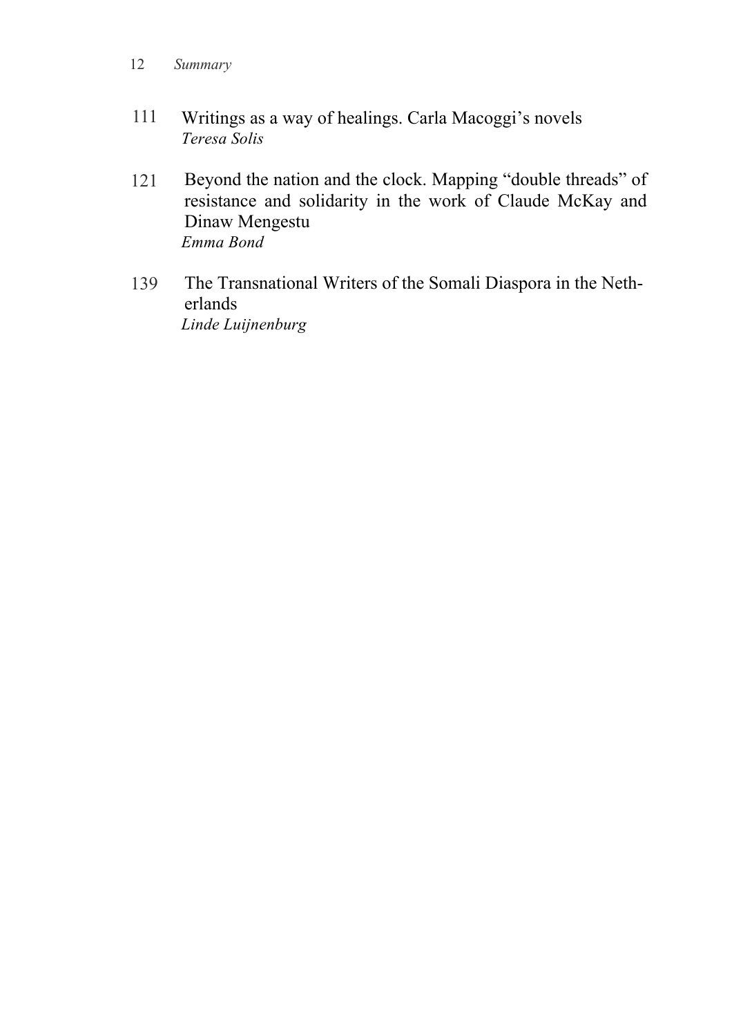111 Writings as a way of healings. Carla Macoggi's novels
*Teresa Solis*

121 Beyond the nation and the clock. Mapping "double threads" of resistance and solidarity in the work of Claude McKay and Dinaw Mengestu
*Emma Bond*

139 The Transnational Writers of the Somali Diaspora in the Netherlands
*Linde Luijnenburg*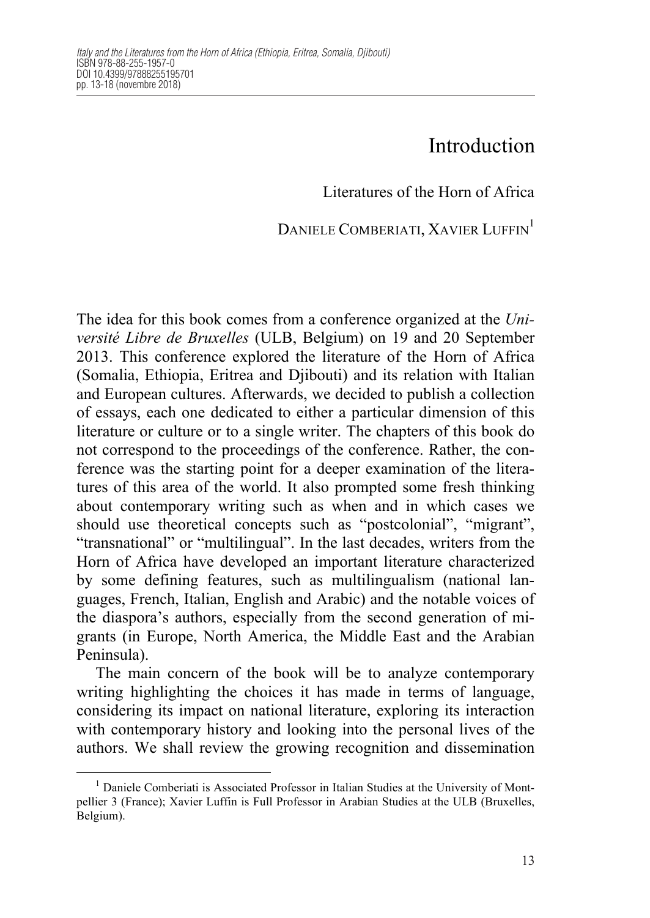# Introduction

## Literatures of the Horn of Africa

DANIELE COMBERIATI, XAVIER LUFFIN[1]

The idea for this book comes from a conference organized at the *Université Libre de Bruxelles* (ULB, Belgium) on 19 and 20 September 2013. This conference explored the literature of the Horn of Africa (Somalia, Ethiopia, Eritrea and Djibouti) and its relation with Italian and European cultures. Afterwards, we decided to publish a collection of essays, each one dedicated to either a particular dimension of this literature or culture or to a single writer. The chapters of this book do not correspond to the proceedings of the conference. Rather, the conference was the starting point for a deeper examination of the literatures of this area of the world. It also prompted some fresh thinking about contemporary writing such as when and in which cases we should use theoretical concepts such as "postcolonial", "migrant", "transnational" or "multilingual". In the last decades, writers from the Horn of Africa have developed an important literature characterized by some defining features, such as multilingualism (national languages, French, Italian, English and Arabic) and the notable voices of the diaspora's authors, especially from the second generation of migrants (in Europe, North America, the Middle East and the Arabian Peninsula).

The main concern of the book will be to analyze contemporary writing highlighting the choices it has made in terms of language, considering its impact on national literature, exploring its interaction with contemporary history and looking into the personal lives of the authors. We shall review the growing recognition and dissemination

[1] Daniele Comberiati is Associated Professor in Italian Studies at the University of Montpellier 3 (France); Xavier Luffin is Full Professor in Arabian Studies at the ULB (Bruxelles, Belgium).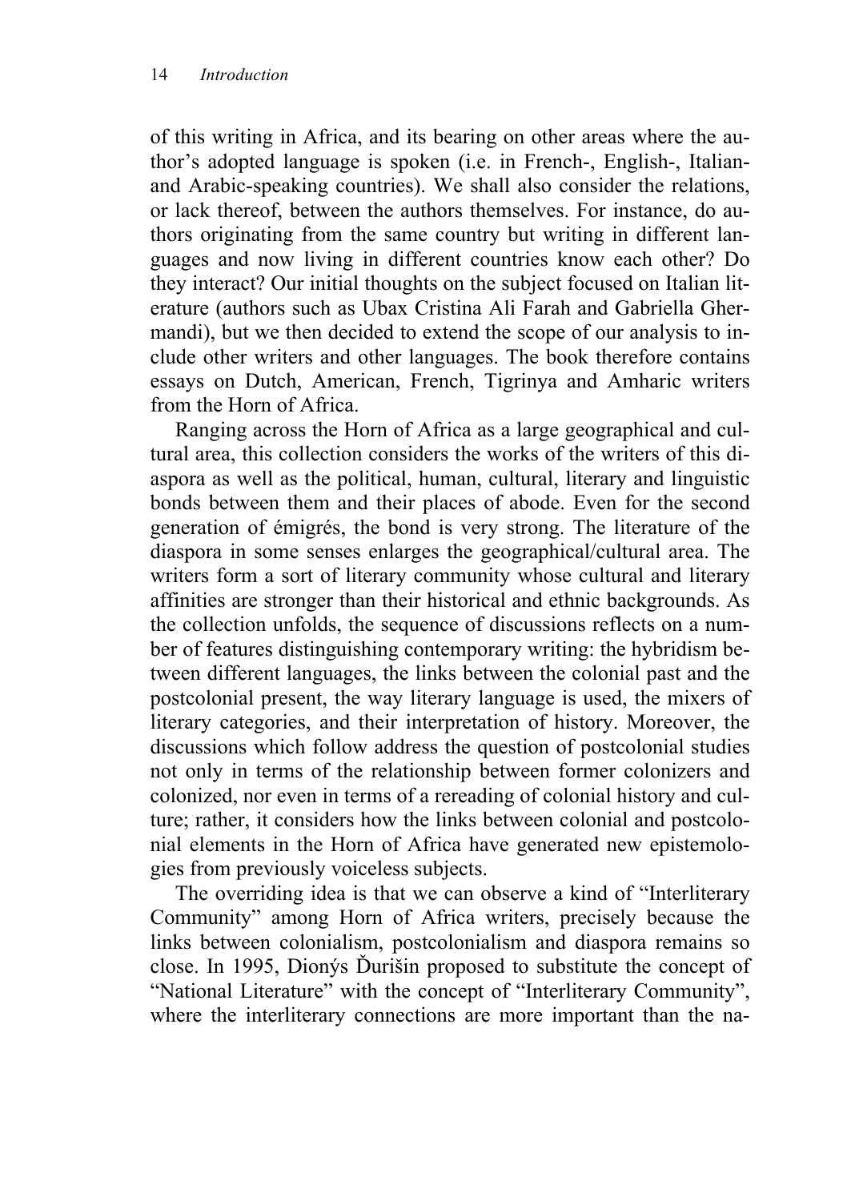of this writing in Africa, and its bearing on other areas where the author's adopted language is spoken (i.e. in French-, English-, Italian- and Arabic-speaking countries). We shall also consider the relations, or lack thereof, between the authors themselves. For instance, do authors originating from the same country but writing in different languages and now living in different countries know each other? Do they interact? Our initial thoughts on the subject focused on Italian literature (authors such as Ubax Cristina Ali Farah and Gabriella Ghermandi), but we then decided to extend the scope of our analysis to include other writers and other languages. The book therefore contains essays on Dutch, American, French, Tigrinya and Amharic writers from the Horn of Africa.

Ranging across the Horn of Africa as a large geographical and cultural area, this collection considers the works of the writers of this diaspora as well as the political, human, cultural, literary and linguistic bonds between them and their places of abode. Even for the second generation of émigrés, the bond is very strong. The literature of the diaspora in some senses enlarges the geographical/cultural area. The writers form a sort of literary community whose cultural and literary affinities are stronger than their historical and ethnic backgrounds. As the collection unfolds, the sequence of discussions reflects on a number of features distinguishing contemporary writing: the hybridism between different languages, the links between the colonial past and the postcolonial present, the way literary language is used, the mixers of literary categories, and their interpretation of history. Moreover, the discussions which follow address the question of postcolonial studies not only in terms of the relationship between former colonizers and colonized, nor even in terms of a rereading of colonial history and culture; rather, it considers how the links between colonial and postcolonial elements in the Horn of Africa have generated new epistemologies from previously voiceless subjects.

The overriding idea is that we can observe a kind of "Interliterary Community" among Horn of Africa writers, precisely because the links between colonialism, postcolonialism and diaspora remains so close. In 1995, Dionýs Ďurišin proposed to substitute the concept of "National Literature" with the concept of "Interliterary Community", where the interliterary connections are more important than the na-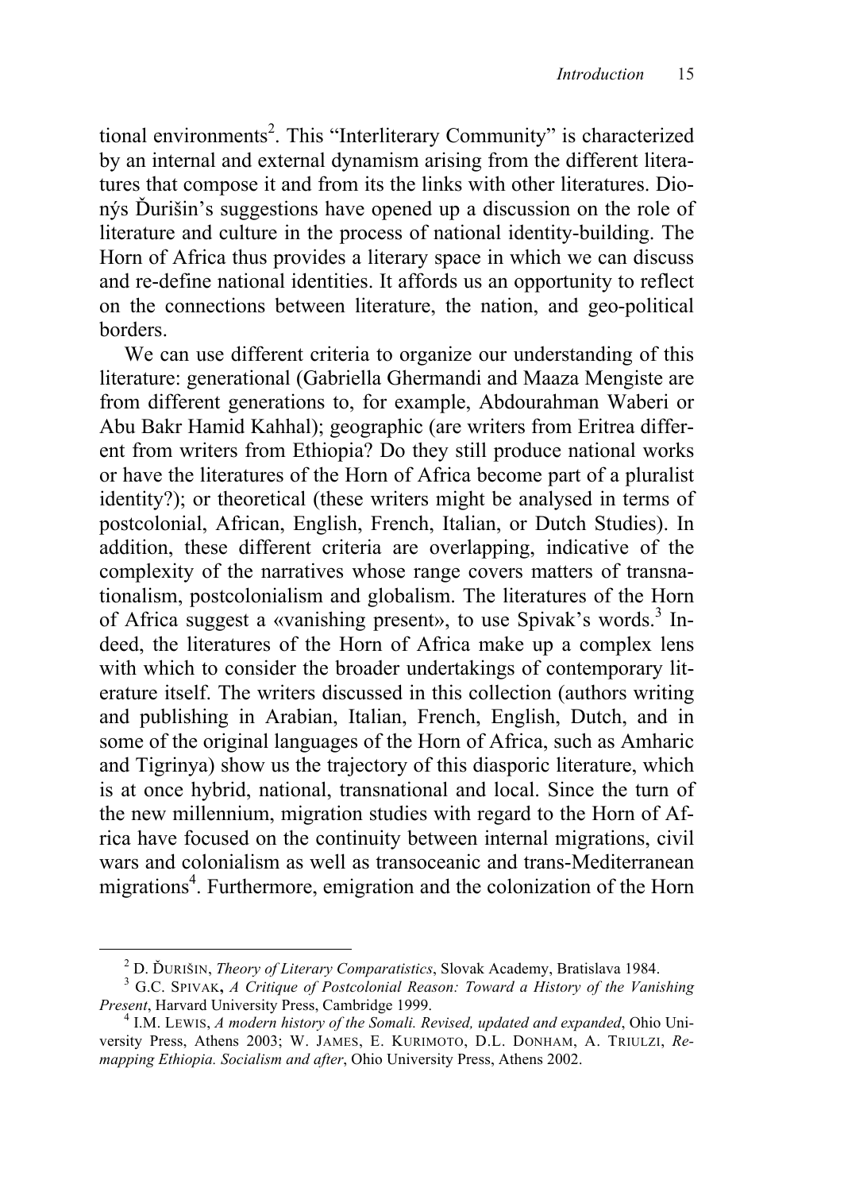tional environments[2]. This "Interliterary Community" is characterized by an internal and external dynamism arising from the different literatures that compose it and from its the links with other literatures. Dionýs Ďurišin's suggestions have opened up a discussion on the role of literature and culture in the process of national identity-building. The Horn of Africa thus provides a literary space in which we can discuss and re-define national identities. It affords us an opportunity to reflect on the connections between literature, the nation, and geo-political borders.

We can use different criteria to organize our understanding of this literature: generational (Gabriella Ghermandi and Maaza Mengiste are from different generations to, for example, Abdourahman Waberi or Abu Bakr Hamid Kahhal); geographic (are writers from Eritrea different from writers from Ethiopia? Do they still produce national works or have the literatures of the Horn of Africa become part of a pluralist identity?); or theoretical (these writers might be analysed in terms of postcolonial, African, English, French, Italian, or Dutch Studies). In addition, these different criteria are overlapping, indicative of the complexity of the narratives whose range covers matters of transnationalism, postcolonialism and globalism. The literatures of the Horn of Africa suggest a «vanishing present», to use Spivak's words.[3] Indeed, the literatures of the Horn of Africa make up a complex lens with which to consider the broader undertakings of contemporary literature itself. The writers discussed in this collection (authors writing and publishing in Arabian, Italian, French, English, Dutch, and in some of the original languages of the Horn of Africa, such as Amharic and Tigrinya) show us the trajectory of this diasporic literature, which is at once hybrid, national, transnational and local. Since the turn of the new millennium, migration studies with regard to the Horn of Africa have focused on the continuity between internal migrations, civil wars and colonialism as well as transoceanic and trans-Mediterranean migrations[4]. Furthermore, emigration and the colonization of the Horn

---

[2] D. ĎURIŠIN, *Theory of Literary Comparatistics*, Slovak Academy, Bratislava 1984.

[3] G.C. SPIVAK, *A Critique of Postcolonial Reason: Toward a History of the Vanishing Present*, Harvard University Press, Cambridge 1999.

[4] I.M. LEWIS, *A modern history of the Somali. Revised, updated and expanded*, Ohio University Press, Athens 2003; W. JAMES, E. KURIMOTO, D.L. DONHAM, A. TRIULZI, *Remapping Ethiopia. Socialism and after*, Ohio University Press, Athens 2002.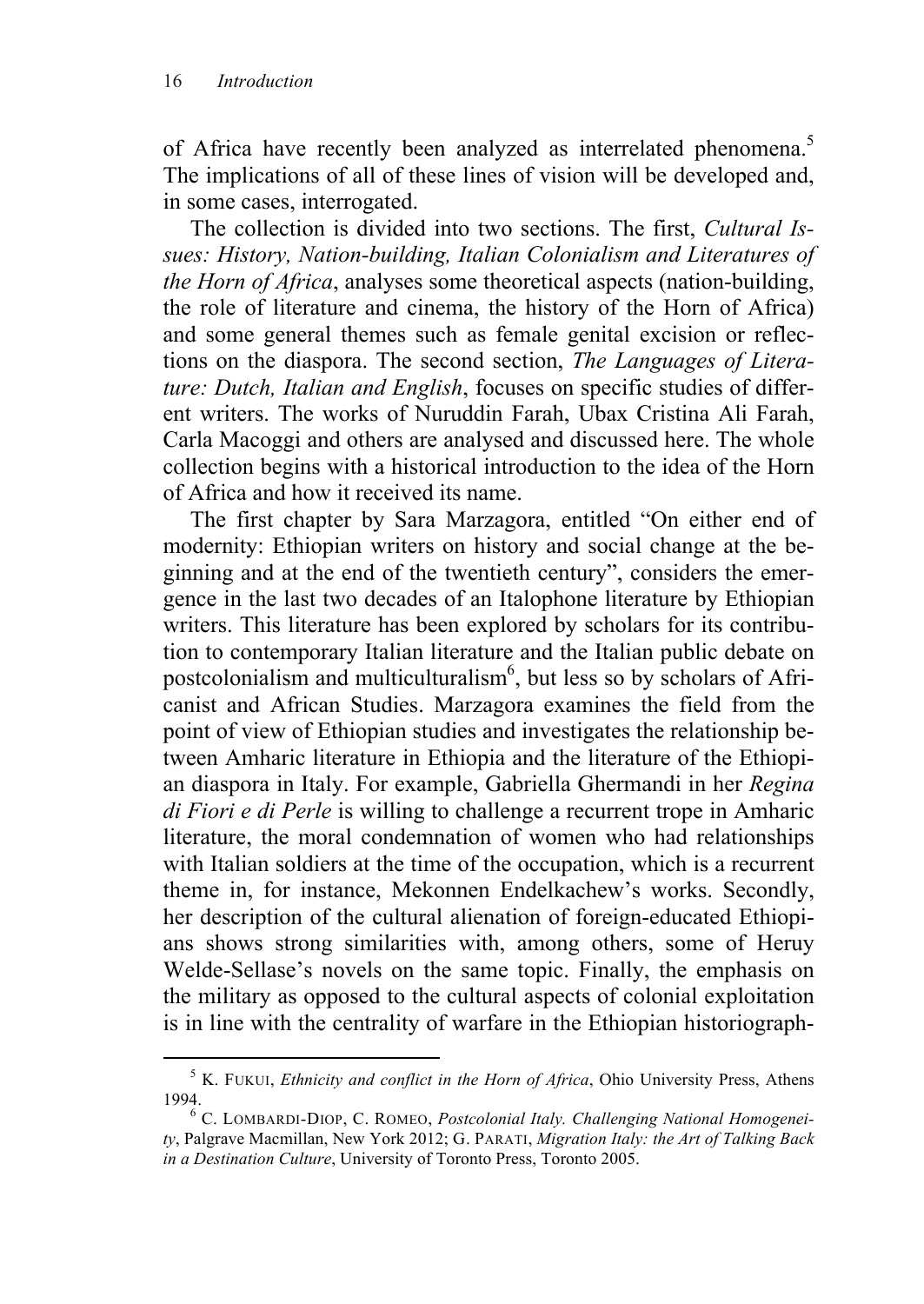of Africa have recently been analyzed as interrelated phenomena.[5] The implications of all of these lines of vision will be developed and, in some cases, interrogated.

The collection is divided into two sections. The first, *Cultural Issues: History, Nation-building, Italian Colonialism and Literatures of the Horn of Africa*, analyses some theoretical aspects (nation-building, the role of literature and cinema, the history of the Horn of Africa) and some general themes such as female genital excision or reflections on the diaspora. The second section, *The Languages of Literature: Dutch, Italian and English*, focuses on specific studies of different writers. The works of Nuruddin Farah, Ubax Cristina Ali Farah, Carla Macoggi and others are analysed and discussed here. The whole collection begins with a historical introduction to the idea of the Horn of Africa and how it received its name.

The first chapter by Sara Marzagora, entitled "On either end of modernity: Ethiopian writers on history and social change at the beginning and at the end of the twentieth century", considers the emergence in the last two decades of an Italophone literature by Ethiopian writers. This literature has been explored by scholars for its contribution to contemporary Italian literature and the Italian public debate on postcolonialism and multiculturalism[6], but less so by scholars of Africanist and African Studies. Marzagora examines the field from the point of view of Ethiopian studies and investigates the relationship between Amharic literature in Ethiopia and the literature of the Ethiopian diaspora in Italy. For example, Gabriella Ghermandi in her *Regina di Fiori e di Perle* is willing to challenge a recurrent trope in Amharic literature, the moral condemnation of women who had relationships with Italian soldiers at the time of the occupation, which is a recurrent theme in, for instance, Mekonnen Endelkachew's works. Secondly, her description of the cultural alienation of foreign-educated Ethiopians shows strong similarities with, among others, some of Heruy Welde-Sellase's novels on the same topic. Finally, the emphasis on the military as opposed to the cultural aspects of colonial exploitation is in line with the centrality of warfare in the Ethiopian historiograph-

---

[5] K. Fukui, *Ethnicity and conflict in the Horn of Africa*, Ohio University Press, Athens 1994.

[6] C. Lombardi-Diop, C. Romeo, *Postcolonial Italy. Challenging National Homogeneity*, Palgrave Macmillan, New York 2012; G. Parati, *Migration Italy: the Art of Talking Back in a Destination Culture*, University of Toronto Press, Toronto 2005.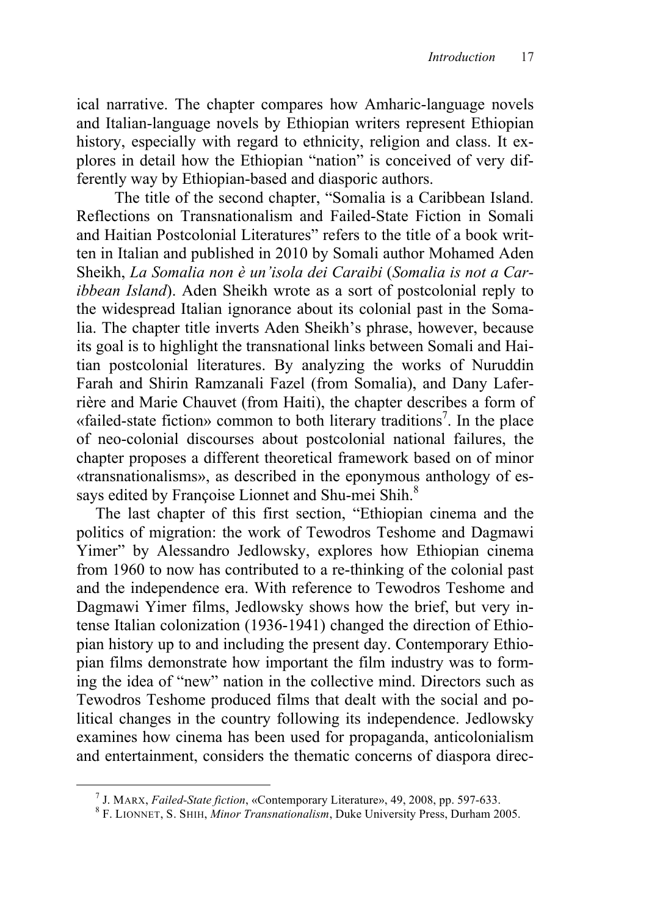ical narrative. The chapter compares how Amharic-language novels and Italian-language novels by Ethiopian writers represent Ethiopian history, especially with regard to ethnicity, religion and class. It explores in detail how the Ethiopian "nation" is conceived of very differently way by Ethiopian-based and diasporic authors.

The title of the second chapter, "Somalia is a Caribbean Island. Reflections on Transnationalism and Failed-State Fiction in Somali and Haitian Postcolonial Literatures" refers to the title of a book written in Italian and published in 2010 by Somali author Mohamed Aden Sheikh, *La Somalia non è un'isola dei Caraibi* (*Somalia is not a Caribbean Island*). Aden Sheikh wrote as a sort of postcolonial reply to the widespread Italian ignorance about its colonial past in the Somalia. The chapter title inverts Aden Sheikh's phrase, however, because its goal is to highlight the transnational links between Somali and Haitian postcolonial literatures. By analyzing the works of Nuruddin Farah and Shirin Ramzanali Fazel (from Somalia), and Dany Laferrière and Marie Chauvet (from Haiti), the chapter describes a form of «failed-state fiction» common to both literary traditions[7]. In the place of neo-colonial discourses about postcolonial national failures, the chapter proposes a different theoretical framework based on of minor «transnationalisms», as described in the eponymous anthology of essays edited by Françoise Lionnet and Shu-mei Shih.[8]

The last chapter of this first section, "Ethiopian cinema and the politics of migration: the work of Tewodros Teshome and Dagmawi Yimer" by Alessandro Jedlowsky, explores how Ethiopian cinema from 1960 to now has contributed to a re-thinking of the colonial past and the independence era. With reference to Tewodros Teshome and Dagmawi Yimer films, Jedlowsky shows how the brief, but very intense Italian colonization (1936-1941) changed the direction of Ethiopian history up to and including the present day. Contemporary Ethiopian films demonstrate how important the film industry was to forming the idea of "new" nation in the collective mind. Directors such as Tewodros Teshome produced films that dealt with the social and political changes in the country following its independence. Jedlowsky examines how cinema has been used for propaganda, anticolonialism and entertainment, considers the thematic concerns of diaspora direc-

[7] J. MARX, *Failed-State fiction*, «Contemporary Literature», 49, 2008, pp. 597-633.

[8] F. LIONNET, S. SHIH, *Minor Transnationalism*, Duke University Press, Durham 2005.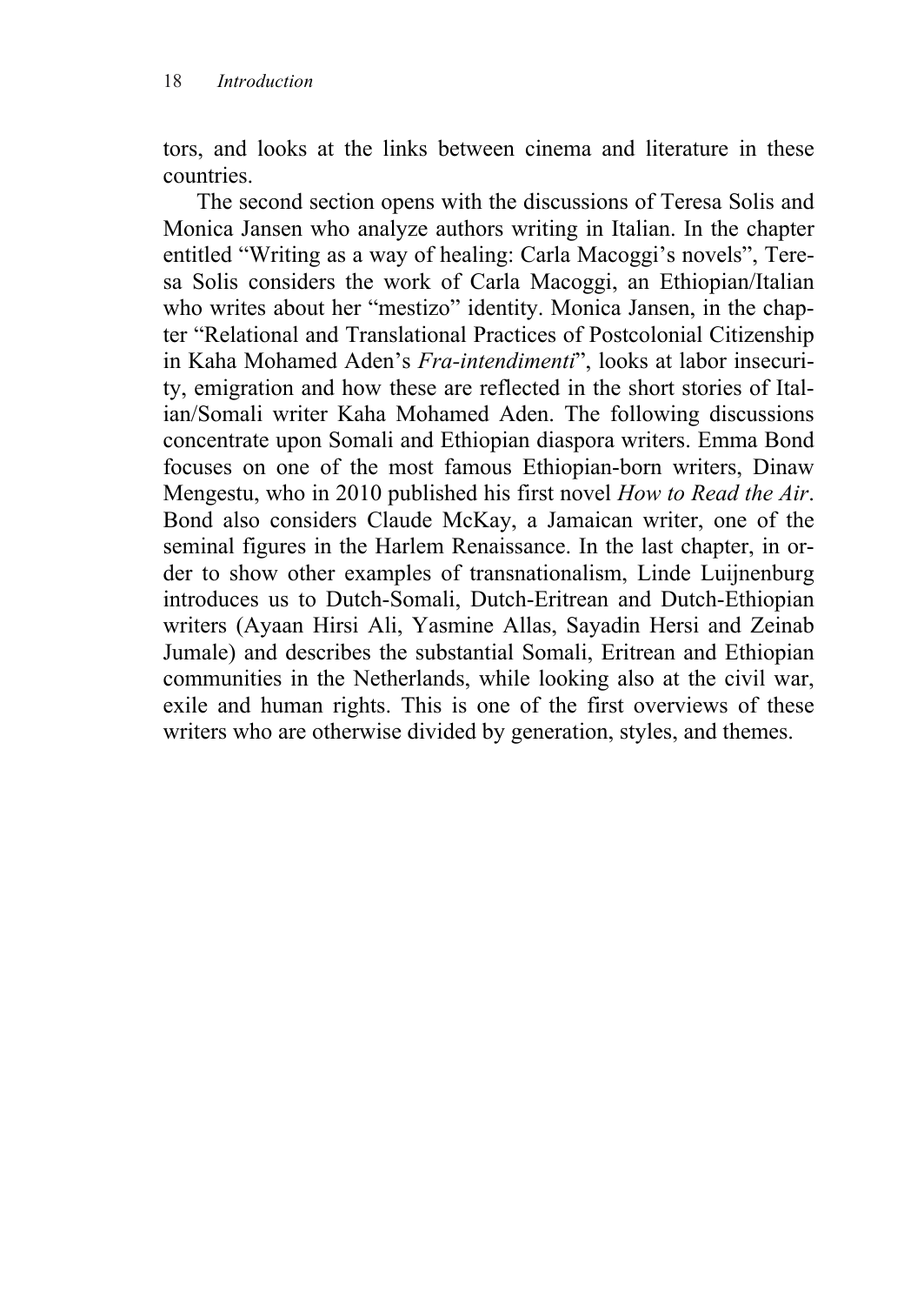tors, and looks at the links between cinema and literature in these countries.

The second section opens with the discussions of Teresa Solis and Monica Jansen who analyze authors writing in Italian. In the chapter entitled "Writing as a way of healing: Carla Macoggi's novels", Teresa Solis considers the work of Carla Macoggi, an Ethiopian/Italian who writes about her "mestizo" identity. Monica Jansen, in the chapter "Relational and Translational Practices of Postcolonial Citizenship in Kaha Mohamed Aden's *Fra-intendimenti*", looks at labor insecurity, emigration and how these are reflected in the short stories of Italian/Somali writer Kaha Mohamed Aden. The following discussions concentrate upon Somali and Ethiopian diaspora writers. Emma Bond focuses on one of the most famous Ethiopian-born writers, Dinaw Mengestu, who in 2010 published his first novel *How to Read the Air*. Bond also considers Claude McKay, a Jamaican writer, one of the seminal figures in the Harlem Renaissance. In the last chapter, in order to show other examples of transnationalism, Linde Luijnenburg introduces us to Dutch-Somali, Dutch-Eritrean and Dutch-Ethiopian writers (Ayaan Hirsi Ali, Yasmine Allas, Sayadin Hersi and Zeinab Jumale) and describes the substantial Somali, Eritrean and Ethiopian communities in the Netherlands, while looking also at the civil war, exile and human rights. This is one of the first overviews of these writers who are otherwise divided by generation, styles, and themes.